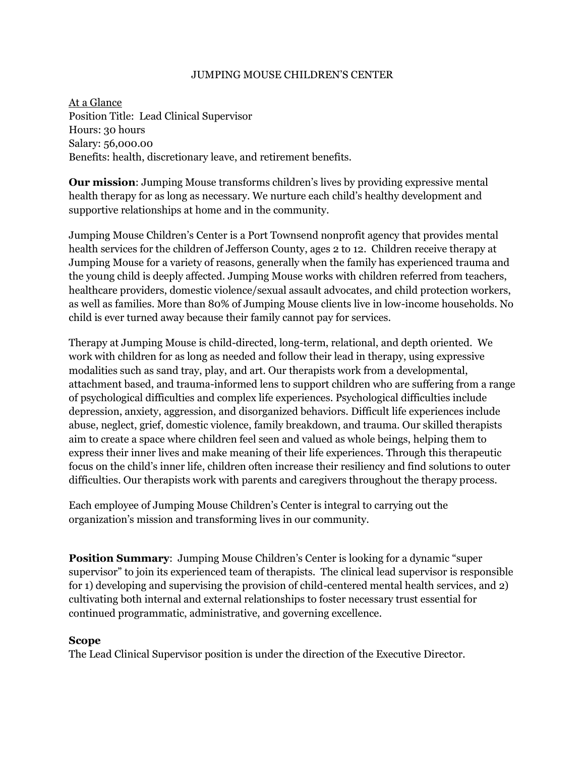# JUMPING MOUSE CHILDREN'S CENTER

At a Glance
Position Title: Lead Clinical Supervisor
Hours: 30 hours
Salary: 56,000.00
Benefits: health, discretionary leave, and retirement benefits.

**Our mission**: Jumping Mouse transforms children's lives by providing expressive mental health therapy for as long as necessary. We nurture each child's healthy development and supportive relationships at home and in the community.

Jumping Mouse Children's Center is a Port Townsend nonprofit agency that provides mental health services for the children of Jefferson County, ages 2 to 12. Children receive therapy at Jumping Mouse for a variety of reasons, generally when the family has experienced trauma and the young child is deeply affected. Jumping Mouse works with children referred from teachers, healthcare providers, domestic violence/sexual assault advocates, and child protection workers, as well as families. More than 80% of Jumping Mouse clients live in low-income households. No child is ever turned away because their family cannot pay for services.

Therapy at Jumping Mouse is child-directed, long-term, relational, and depth oriented. We work with children for as long as needed and follow their lead in therapy, using expressive modalities such as sand tray, play, and art. Our therapists work from a developmental, attachment based, and trauma-informed lens to support children who are suffering from a range of psychological difficulties and complex life experiences. Psychological difficulties include depression, anxiety, aggression, and disorganized behaviors. Difficult life experiences include abuse, neglect, grief, domestic violence, family breakdown, and trauma. Our skilled therapists aim to create a space where children feel seen and valued as whole beings, helping them to express their inner lives and make meaning of their life experiences. Through this therapeutic focus on the child's inner life, children often increase their resiliency and find solutions to outer difficulties. Our therapists work with parents and caregivers throughout the therapy process.

Each employee of Jumping Mouse Children's Center is integral to carrying out the organization's mission and transforming lives in our community.

**Position Summary**: Jumping Mouse Children's Center is looking for a dynamic "super supervisor" to join its experienced team of therapists. The clinical lead supervisor is responsible for 1) developing and supervising the provision of child-centered mental health services, and 2) cultivating both internal and external relationships to foster necessary trust essential for continued programmatic, administrative, and governing excellence.

## Scope

The Lead Clinical Supervisor position is under the direction of the Executive Director.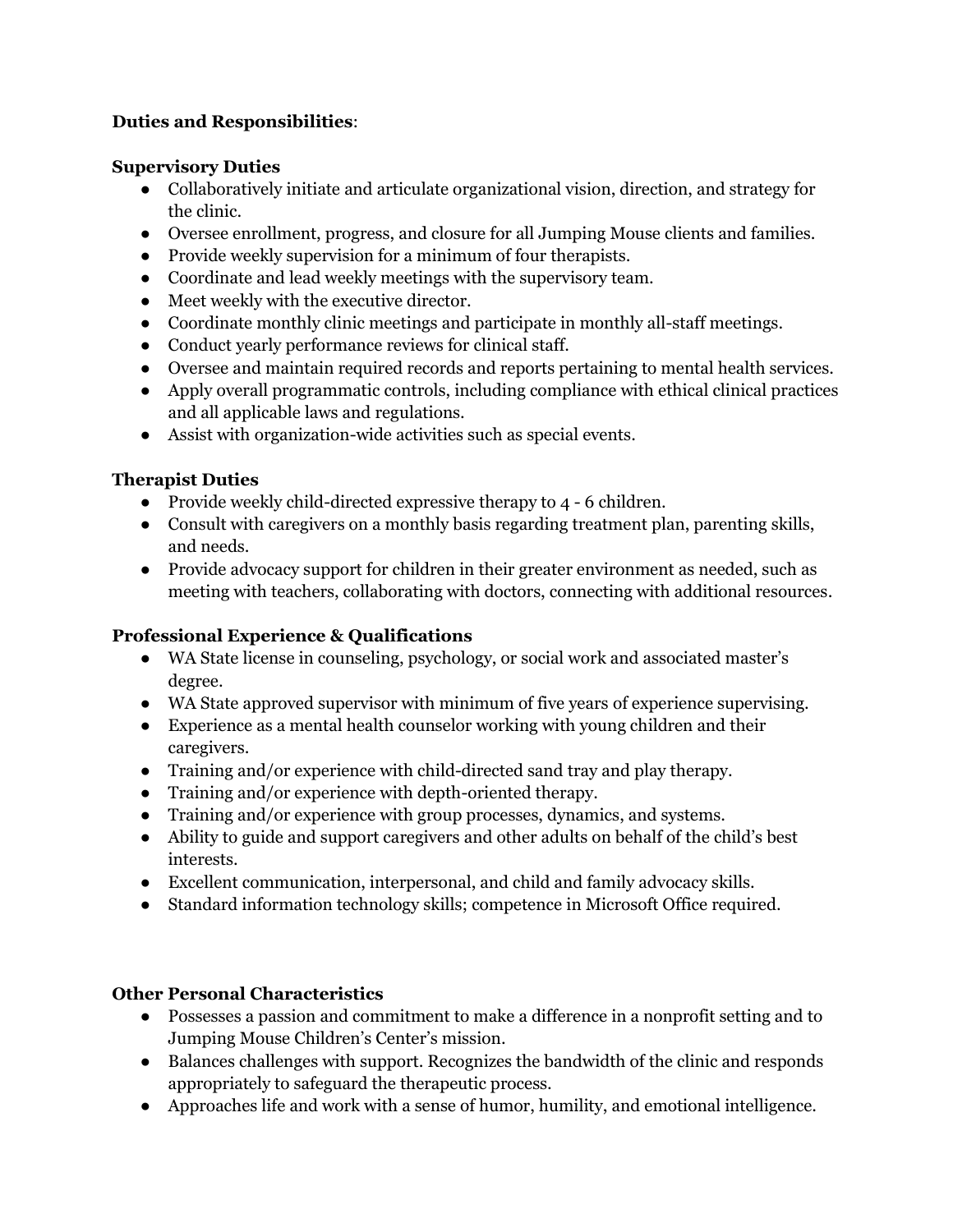**Duties and Responsibilities**:

**Supervisory Duties**

- Collaboratively initiate and articulate organizational vision, direction, and strategy for the clinic.
- Oversee enrollment, progress, and closure for all Jumping Mouse clients and families.
- Provide weekly supervision for a minimum of four therapists.
- Coordinate and lead weekly meetings with the supervisory team.
- Meet weekly with the executive director.
- Coordinate monthly clinic meetings and participate in monthly all-staff meetings.
- Conduct yearly performance reviews for clinical staff.
- Oversee and maintain required records and reports pertaining to mental health services.
- Apply overall programmatic controls, including compliance with ethical clinical practices and all applicable laws and regulations.
- Assist with organization-wide activities such as special events.

**Therapist Duties**

- Provide weekly child-directed expressive therapy to 4 - 6 children.
- Consult with caregivers on a monthly basis regarding treatment plan, parenting skills, and needs.
- Provide advocacy support for children in their greater environment as needed, such as meeting with teachers, collaborating with doctors, connecting with additional resources.

**Professional Experience & Qualifications**

- WA State license in counseling, psychology, or social work and associated master's degree.
- WA State approved supervisor with minimum of five years of experience supervising.
- Experience as a mental health counselor working with young children and their caregivers.
- Training and/or experience with child-directed sand tray and play therapy.
- Training and/or experience with depth-oriented therapy.
- Training and/or experience with group processes, dynamics, and systems.
- Ability to guide and support caregivers and other adults on behalf of the child's best interests.
- Excellent communication, interpersonal, and child and family advocacy skills.
- Standard information technology skills; competence in Microsoft Office required.

**Other Personal Characteristics**

- Possesses a passion and commitment to make a difference in a nonprofit setting and to Jumping Mouse Children's Center's mission.
- Balances challenges with support. Recognizes the bandwidth of the clinic and responds appropriately to safeguard the therapeutic process.
- Approaches life and work with a sense of humor, humility, and emotional intelligence.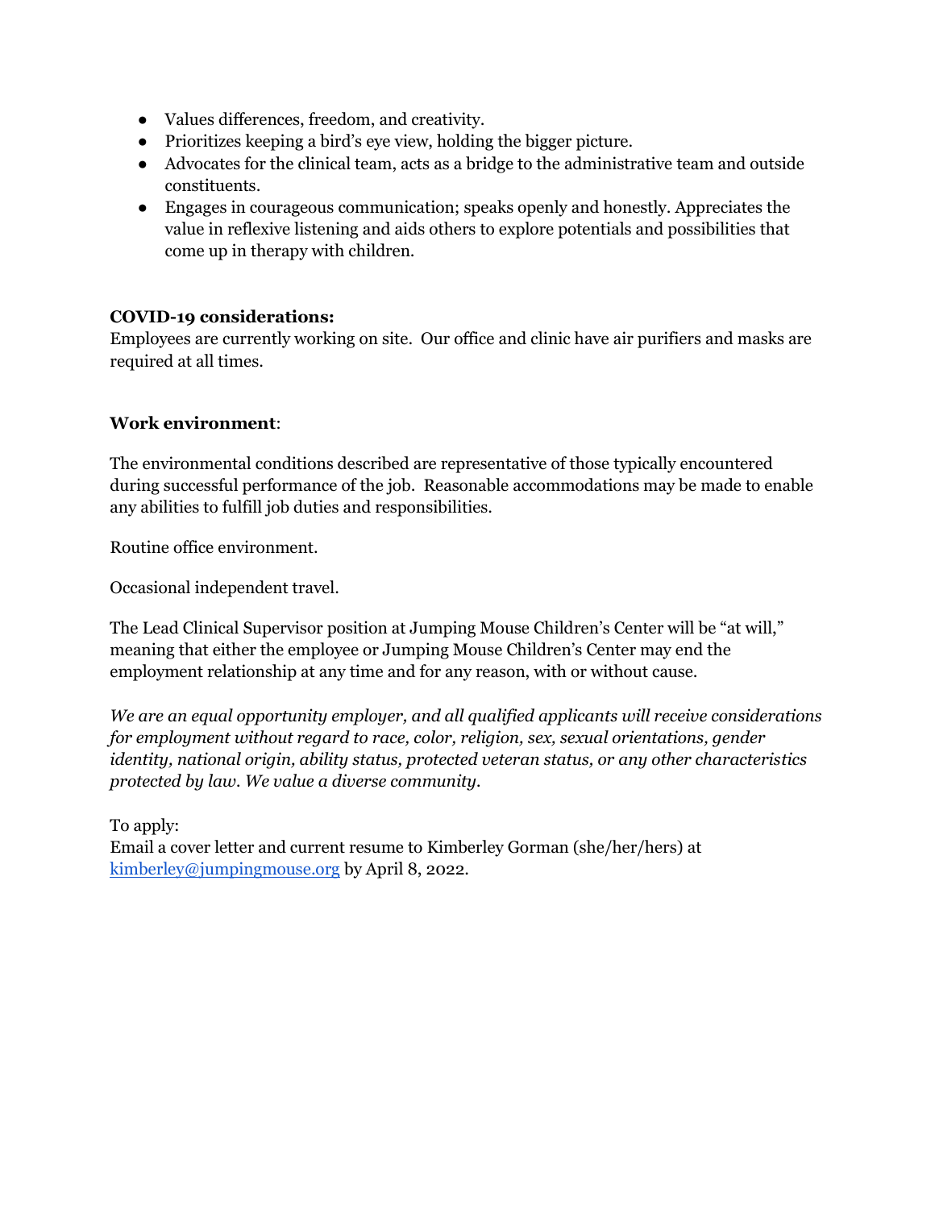- Values differences, freedom, and creativity.
- Prioritizes keeping a bird's eye view, holding the bigger picture.
- Advocates for the clinical team, acts as a bridge to the administrative team and outside constituents.
- Engages in courageous communication; speaks openly and honestly. Appreciates the value in reflexive listening and aids others to explore potentials and possibilities that come up in therapy with children.

**COVID-19 considerations:**
Employees are currently working on site. Our office and clinic have air purifiers and masks are required at all times.

**Work environment**:

The environmental conditions described are representative of those typically encountered during successful performance of the job. Reasonable accommodations may be made to enable any abilities to fulfill job duties and responsibilities.

Routine office environment.

Occasional independent travel.

The Lead Clinical Supervisor position at Jumping Mouse Children's Center will be "at will," meaning that either the employee or Jumping Mouse Children's Center may end the employment relationship at any time and for any reason, with or without cause.

*We are an equal opportunity employer, and all qualified applicants will receive considerations for employment without regard to race, color, religion, sex, sexual orientations, gender identity, national origin, ability status, protected veteran status, or any other characteristics protected by law. We value a diverse community.*

To apply:
Email a cover letter and current resume to Kimberley Gorman (she/her/hers) at [kimberley@jumpingmouse.org](mailto:kimberley@jumpingmouse.org) by April 8, 2022.